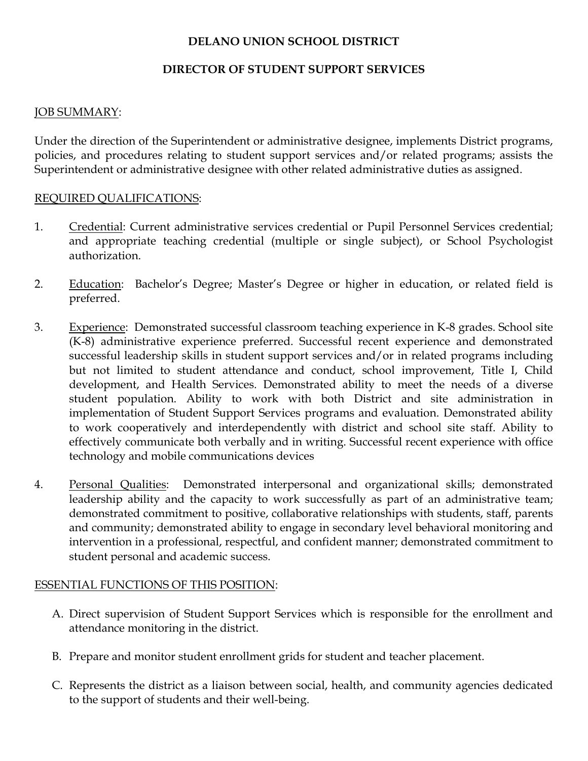# DELANO UNION SCHOOL DISTRICT

## DIRECTOR OF STUDENT SUPPORT SERVICES

JOB SUMMARY:

Under the direction of the Superintendent or administrative designee, implements District programs, policies, and procedures relating to student support services and/or related programs; assists the Superintendent or administrative designee with other related administrative duties as assigned.

REQUIRED QUALIFICATIONS:

1. Credential: Current administrative services credential or Pupil Personnel Services credential; and appropriate teaching credential (multiple or single subject), or School Psychologist authorization.

2. Education: Bachelor's Degree; Master's Degree or higher in education, or related field is preferred.

3. Experience: Demonstrated successful classroom teaching experience in K-8 grades. School site (K-8) administrative experience preferred. Successful recent experience and demonstrated successful leadership skills in student support services and/or in related programs including but not limited to student attendance and conduct, school improvement, Title I, Child development, and Health Services. Demonstrated ability to meet the needs of a diverse student population. Ability to work with both District and site administration in implementation of Student Support Services programs and evaluation. Demonstrated ability to work cooperatively and interdependently with district and school site staff. Ability to effectively communicate both verbally and in writing. Successful recent experience with office technology and mobile communications devices

4. Personal Qualities: Demonstrated interpersonal and organizational skills; demonstrated leadership ability and the capacity to work successfully as part of an administrative team; demonstrated commitment to positive, collaborative relationships with students, staff, parents and community; demonstrated ability to engage in secondary level behavioral monitoring and intervention in a professional, respectful, and confident manner; demonstrated commitment to student personal and academic success.

ESSENTIAL FUNCTIONS OF THIS POSITION:

A. Direct supervision of Student Support Services which is responsible for the enrollment and attendance monitoring in the district.

B. Prepare and monitor student enrollment grids for student and teacher placement.

C. Represents the district as a liaison between social, health, and community agencies dedicated to the support of students and their well-being.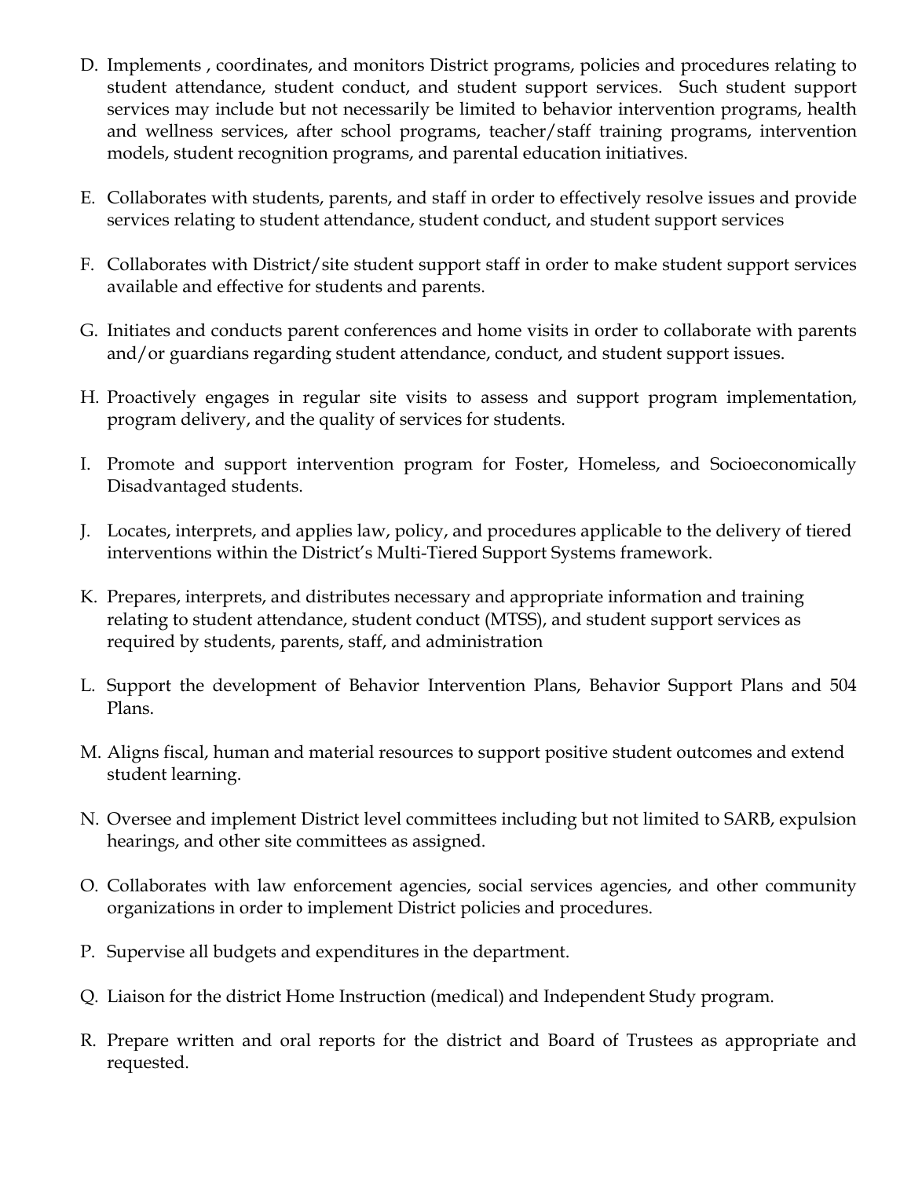D. Implements , coordinates, and monitors District programs, policies and procedures relating to student attendance, student conduct, and student support services. Such student support services may include but not necessarily be limited to behavior intervention programs, health and wellness services, after school programs, teacher/staff training programs, intervention models, student recognition programs, and parental education initiatives.

E. Collaborates with students, parents, and staff in order to effectively resolve issues and provide services relating to student attendance, student conduct, and student support services

F. Collaborates with District/site student support staff in order to make student support services available and effective for students and parents.

G. Initiates and conducts parent conferences and home visits in order to collaborate with parents and/or guardians regarding student attendance, conduct, and student support issues.

H. Proactively engages in regular site visits to assess and support program implementation, program delivery, and the quality of services for students.

I. Promote and support intervention program for Foster, Homeless, and Socioeconomically Disadvantaged students.

J. Locates, interprets, and applies law, policy, and procedures applicable to the delivery of tiered interventions within the District's Multi-Tiered Support Systems framework.

K. Prepares, interprets, and distributes necessary and appropriate information and training relating to student attendance, student conduct (MTSS), and student support services as required by students, parents, staff, and administration

L. Support the development of Behavior Intervention Plans, Behavior Support Plans and 504 Plans.

M. Aligns fiscal, human and material resources to support positive student outcomes and extend student learning.

N. Oversee and implement District level committees including but not limited to SARB, expulsion hearings, and other site committees as assigned.

O. Collaborates with law enforcement agencies, social services agencies, and other community organizations in order to implement District policies and procedures.

P. Supervise all budgets and expenditures in the department.

Q. Liaison for the district Home Instruction (medical) and Independent Study program.

R. Prepare written and oral reports for the district and Board of Trustees as appropriate and requested.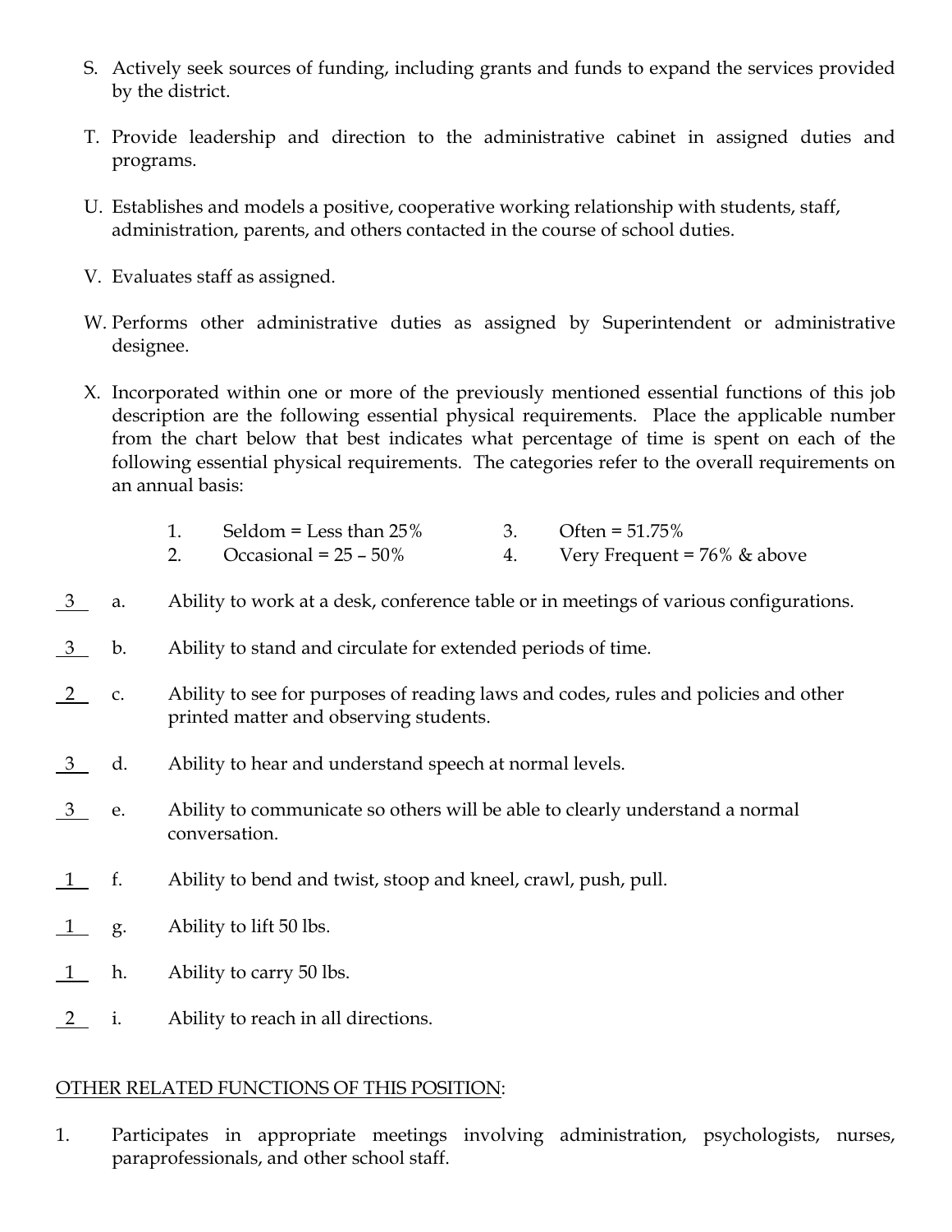S. Actively seek sources of funding, including grants and funds to expand the services provided by the district.

T. Provide leadership and direction to the administrative cabinet in assigned duties and programs.

U. Establishes and models a positive, cooperative working relationship with students, staff, administration, parents, and others contacted in the course of school duties.

V. Evaluates staff as assigned.

W. Performs other administrative duties as assigned by Superintendent or administrative designee.

X. Incorporated within one or more of the previously mentioned essential functions of this job description are the following essential physical requirements. Place the applicable number from the chart below that best indicates what percentage of time is spent on each of the following essential physical requirements. The categories refer to the overall requirements on an annual basis:

   1. Seldom = Less than 25%
   2. Occasional = 25 – 50%
   3. Often = 51.75%
   4. Very Frequent = 76% & above

__3__ a. Ability to work at a desk, conference table or in meetings of various configurations.

__3__ b. Ability to stand and circulate for extended periods of time.

__2__ c. Ability to see for purposes of reading laws and codes, rules and policies and other printed matter and observing students.

__3__ d. Ability to hear and understand speech at normal levels.

__3__ e. Ability to communicate so others will be able to clearly understand a normal conversation.

__1__ f. Ability to bend and twist, stoop and kneel, crawl, push, pull.

__1__ g. Ability to lift 50 lbs.

__1__ h. Ability to carry 50 lbs.

__2__ i. Ability to reach in all directions.

<u>OTHER RELATED FUNCTIONS OF THIS POSITION</u>:

1. Participates in appropriate meetings involving administration, psychologists, nurses, paraprofessionals, and other school staff.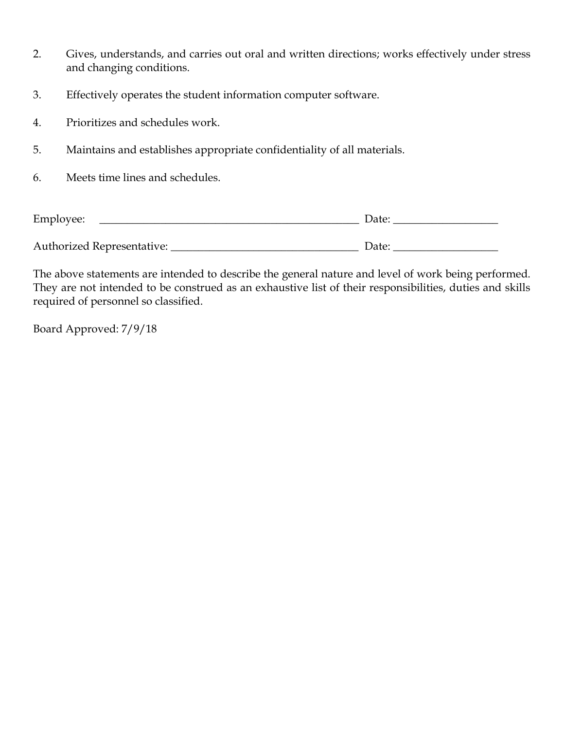2. Gives, understands, and carries out oral and written directions; works effectively under stress and changing conditions.

3. Effectively operates the student information computer software.

4. Prioritizes and schedules work.

5. Maintains and establishes appropriate confidentiality of all materials.

6. Meets time lines and schedules.

Employee: ______________________________________________ Date: __________________

Authorized Representative: _________________________________ Date: __________________

The above statements are intended to describe the general nature and level of work being performed. They are not intended to be construed as an exhaustive list of their responsibilities, duties and skills required of personnel so classified.

Board Approved: 7/9/18